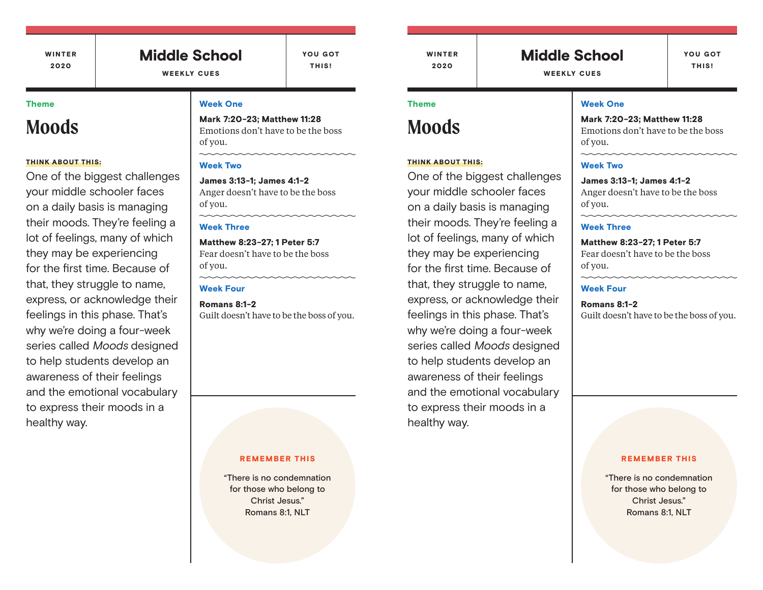WINTER 2020

# Middle School

WEEKLY CUES

YOU GOT THIS!

**Theme**

## Moods

**THINK ABOUT THIS:**

One of the biggest challenges your middle schooler faces on a daily basis is managing their moods. They're feeling a lot of feelings, many of which they may be experiencing for the first time. Because of that, they struggle to name, express, or acknowledge their feelings in this phase. That's why we're doing a four-week series called *Moods* designed to help students develop an awareness of their feelings and the emotional vocabulary to express their moods in a healthy way.

### Week One

**Mark 7:20-23; Matthew 11:28**
Emotions don't have to be the boss of you.

### Week Two

**James 3:13-1; James 4:1-2**
Anger doesn't have to be the boss of you.

### Week Three

**Matthew 8:23-27; 1 Peter 5:7**
Fear doesn't have to be the boss of you.

### Week Four

**Romans 8:1-2**
Guilt doesn't have to be the boss of you.

**REMEMBER THIS**

"There is no condemnation for those who belong to Christ Jesus."
Romans 8:1, NLT

---

WINTER 2020

# Middle School

WEEKLY CUES

YOU GOT THIS!

**Theme**

## Moods

**THINK ABOUT THIS:**

One of the biggest challenges your middle schooler faces on a daily basis is managing their moods. They're feeling a lot of feelings, many of which they may be experiencing for the first time. Because of that, they struggle to name, express, or acknowledge their feelings in this phase. That's why we're doing a four-week series called *Moods* designed to help students develop an awareness of their feelings and the emotional vocabulary to express their moods in a healthy way.

### Week One

**Mark 7:20-23; Matthew 11:28**
Emotions don't have to be the boss of you.

### Week Two

**James 3:13-1; James 4:1-2**
Anger doesn't have to be the boss of you.

### Week Three

**Matthew 8:23-27; 1 Peter 5:7**
Fear doesn't have to be the boss of you.

### Week Four

**Romans 8:1-2**
Guilt doesn't have to be the boss of you.

**REMEMBER THIS**

"There is no condemnation for those who belong to Christ Jesus."
Romans 8:1, NLT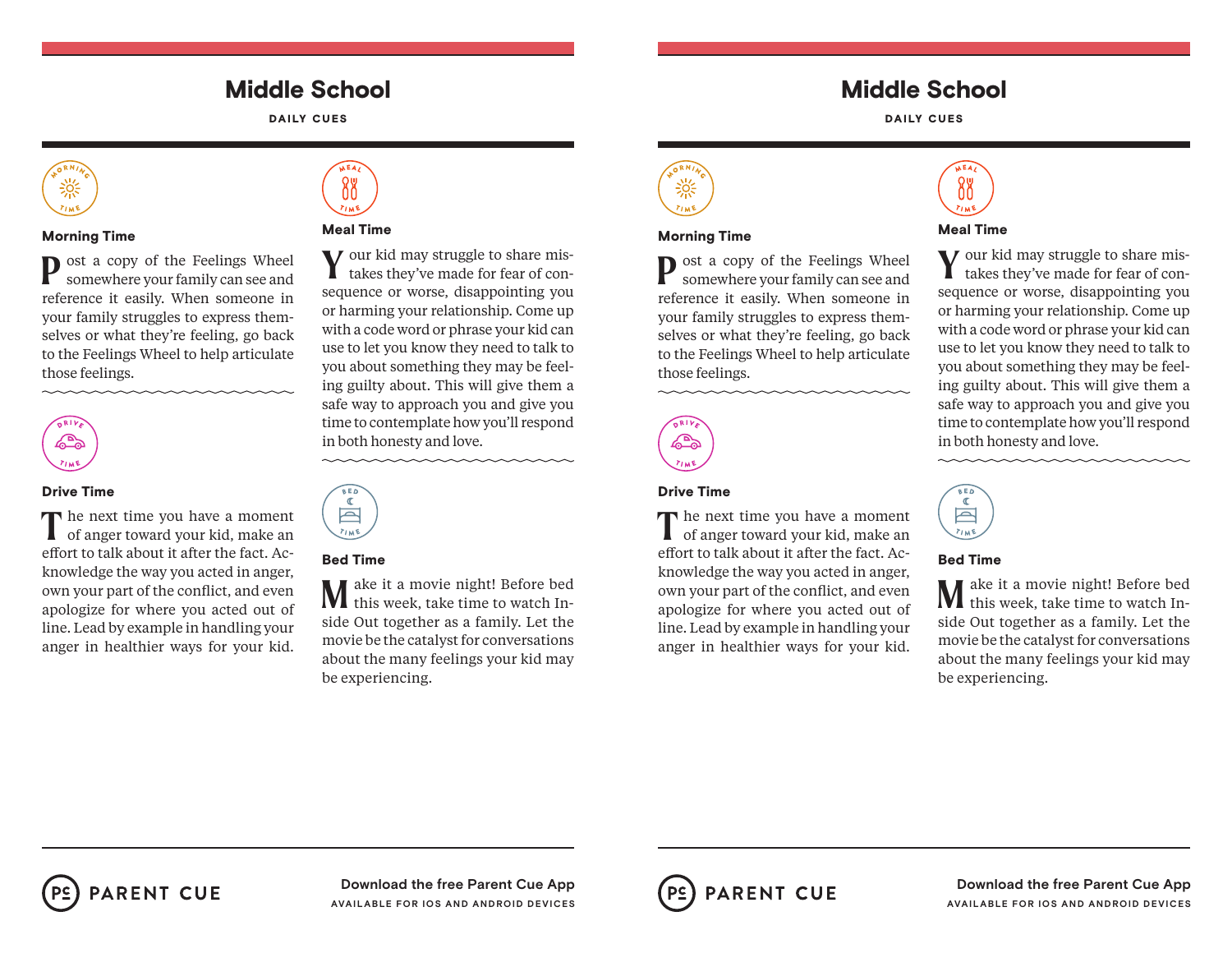# Middle School

**DAILY CUES**

### Morning Time

Post a copy of the Feelings Wheel somewhere your family can see and reference it easily. When someone in your family struggles to express themselves or what they're feeling, go back to the Feelings Wheel to help articulate those feelings.

### Drive Time

The next time you have a moment of anger toward your kid, make an effort to talk about it after the fact. Acknowledge the way you acted in anger, own your part of the conflict, and even apologize for where you acted out of line. Lead by example in handling your anger in healthier ways for your kid.

### Meal Time

Your kid may struggle to share mistakes they've made for fear of consequence or worse, disappointing you or harming your relationship. Come up with a code word or phrase your kid can use to let you know they need to talk to you about something they may be feeling guilty about. This will give them a safe way to approach you and give you time to contemplate how you'll respond in both honesty and love.

### Bed Time

Make it a movie night! Before bed this week, take time to watch Inside Out together as a family. Let the movie be the catalyst for conversations about the many feelings your kid may be experiencing.

PARENT CUE

**Download the free Parent Cue App**

AVAILABLE FOR IOS AND ANDROID DEVICES

# Middle School

**DAILY CUES**

### Morning Time

Post a copy of the Feelings Wheel somewhere your family can see and reference it easily. When someone in your family struggles to express themselves or what they're feeling, go back to the Feelings Wheel to help articulate those feelings.

### Drive Time

The next time you have a moment of anger toward your kid, make an effort to talk about it after the fact. Acknowledge the way you acted in anger, own your part of the conflict, and even apologize for where you acted out of line. Lead by example in handling your anger in healthier ways for your kid.

### Meal Time

Your kid may struggle to share mistakes they've made for fear of consequence or worse, disappointing you or harming your relationship. Come up with a code word or phrase your kid can use to let you know they need to talk to you about something they may be feeling guilty about. This will give them a safe way to approach you and give you time to contemplate how you'll respond in both honesty and love.

### Bed Time

Make it a movie night! Before bed this week, take time to watch Inside Out together as a family. Let the movie be the catalyst for conversations about the many feelings your kid may be experiencing.

PARENT CUE

**Download the free Parent Cue App**

AVAILABLE FOR IOS AND ANDROID DEVICES